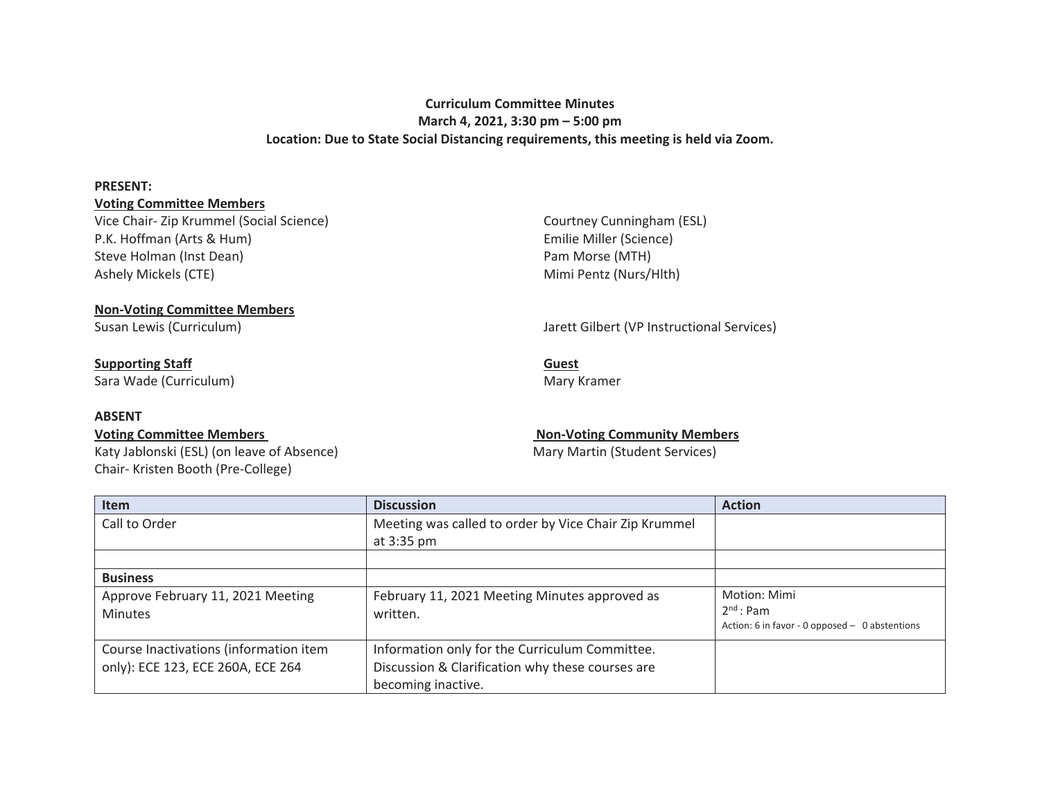**Curriculum Committee Minutes**
**March 4, 2021, 3:30 pm – 5:00 pm**
**Location: Due to State Social Distancing requirements, this meeting is held via Zoom.**

**PRESENT:**

**Voting Committee Members**

Vice Chair- Zip Krummel (Social Science)
P.K. Hoffman (Arts & Hum)
Steve Holman (Inst Dean)
Ashely Mickels (CTE)
Courtney Cunningham (ESL)
Emilie Miller (Science)
Pam Morse (MTH)
Mimi Pentz (Nurs/Hlth)

**Non-Voting Committee Members**

Susan Lewis (Curriculum)
Jarett Gilbert (VP Instructional Services)

**Supporting Staff**

Sara Wade (Curriculum)

**Guest**

Mary Kramer

**ABSENT**

**Voting Committee Members**

Katy Jablonski (ESL) (on leave of Absence)
Chair- Kristen Booth (Pre-College)

**Non-Voting Community Members**

Mary Martin (Student Services)

| Item | Discussion | Action |
| --- | --- | --- |
| Call to Order | Meeting was called to order by Vice Chair Zip Krummel at 3:35 pm | |
| | | |
| **Business** | | |
| Approve February 11, 2021 Meeting Minutes | February 11, 2021 Meeting Minutes approved as written. | Motion: Mimi<br>2nd : Pam<br>Action: 6 in favor - 0 opposed – 0 abstentions |
| Course Inactivations (information item only): ECE 123, ECE 260A, ECE 264 | Information only for the Curriculum Committee. Discussion & Clarification why these courses are becoming inactive. | |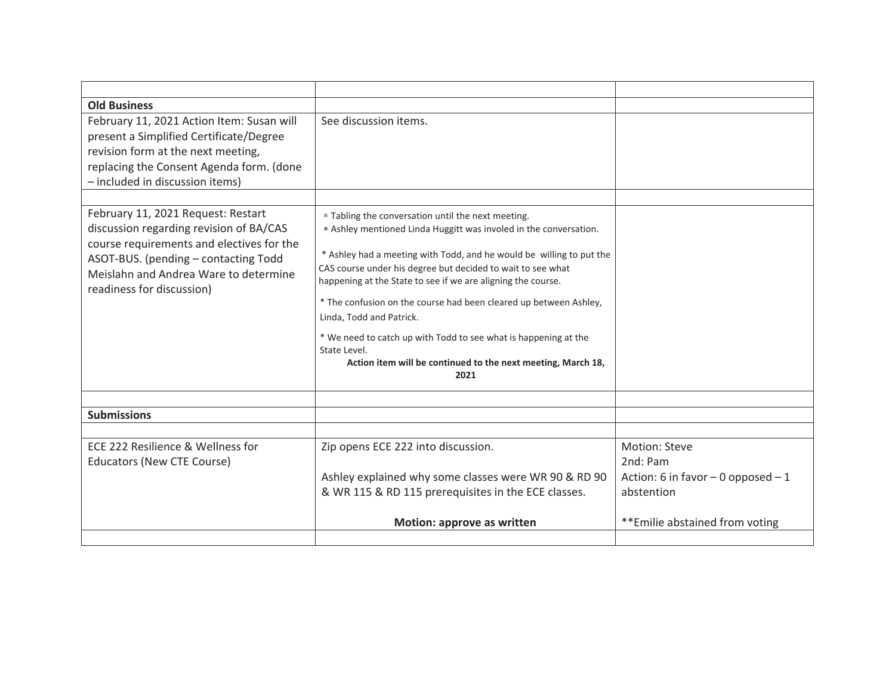| | | |
|---|---|---|
| **Old Business** | | |
| February 11, 2021 Action Item: Susan will present a Simplified Certificate/Degree revision form at the next meeting, replacing the Consent Agenda form. (done – included in discussion items) | See discussion items. | |
| | | |
| February 11, 2021 Request: Restart discussion regarding revision of BA/CAS course requirements and electives for the ASOT-BUS. (pending – contacting Todd Meislahn and Andrea Ware to determine readiness for discussion) | * Tabling the conversation until the next meeting.<br>* Ashley mentioned Linda Huggitt was involed in the conversation.<br><br>* Ashley had a meeting with Todd, and he would be willing to put the CAS course under his degree but decided to wait to see what happening at the State to see if we are aligning the course.<br><br>* The confusion on the course had been cleared up between Ashley, Linda, Todd and Patrick.<br><br>* We need to catch up with Todd to see what is happening at the State Level.<br>**Action item will be continued to the next meeting, March 18, 2021** | |
| | | |
| **Submissions** | | |
| | | |
| ECE 222 Resilience & Wellness for Educators (New CTE Course) | Zip opens ECE 222 into discussion.<br><br>Ashley explained why some classes were WR 90 & RD 90 & WR 115 & RD 115 prerequisites in the ECE classes.<br><br>**Motion: approve as written** | Motion: Steve<br>2nd: Pam<br>Action: 6 in favor – 0 opposed – 1 abstention<br><br>**Emilie abstained from voting |
| | | |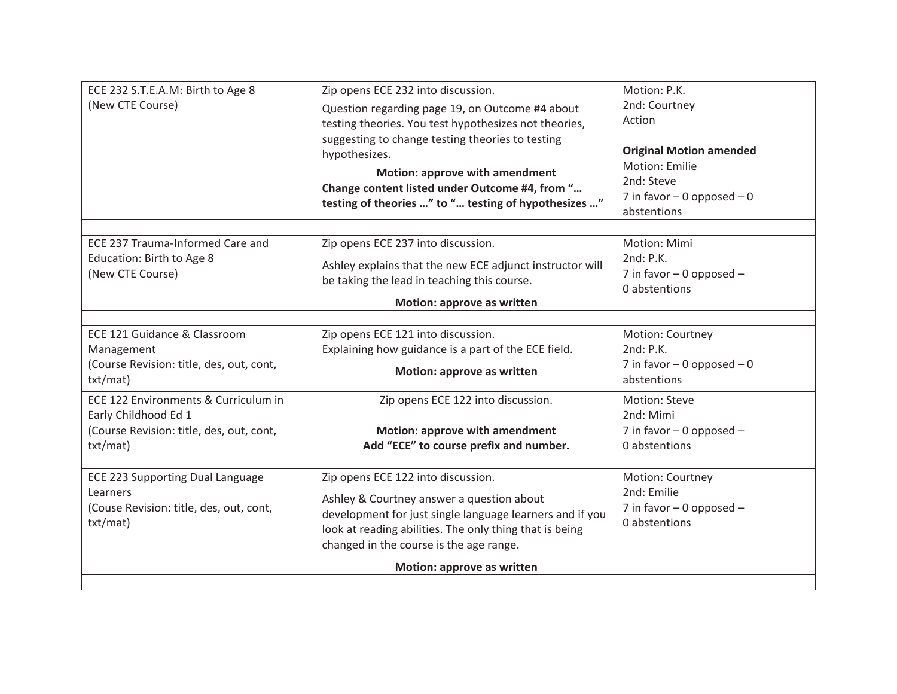| | | |
|---|---|---|
| ECE 232 S.T.E.A.M: Birth to Age 8<br>(New CTE Course) | Zip opens ECE 232 into discussion.<br>Question regarding page 19, on Outcome #4 about testing theories. You test hypothesizes not theories, suggesting to change testing theories to testing hypothesizes.<br>**Motion: approve with amendment**<br>**Change content listed under Outcome #4, from "… testing of theories …" to "… testing of hypothesizes …"** | Motion: P.K.<br>2nd: Courtney<br>Action<br><br>**Original Motion amended**<br>Motion: Emilie<br>2nd: Steve<br>7 in favor – 0 opposed – 0 abstentions |
| | | |
| ECE 237 Trauma-Informed Care and Education: Birth to Age 8<br>(New CTE Course) | Zip opens ECE 237 into discussion.<br>Ashley explains that the new ECE adjunct instructor will be taking the lead in teaching this course.<br>**Motion: approve as written** | Motion: Mimi<br>2nd: P.K.<br>7 in favor – 0 opposed – 0 abstentions |
| | | |
| ECE 121 Guidance & Classroom Management<br>(Course Revision: title, des, out, cont, txt/mat) | Zip opens ECE 121 into discussion.<br>Explaining how guidance is a part of the ECE field.<br>**Motion: approve as written** | Motion: Courtney<br>2nd: P.K.<br>7 in favor – 0 opposed – 0 abstentions |
| ECE 122 Environments & Curriculum in Early Childhood Ed 1<br>(Course Revision: title, des, out, cont, txt/mat) | Zip opens ECE 122 into discussion.<br><br>**Motion: approve with amendment**<br>**Add "ECE" to course prefix and number.** | Motion: Steve<br>2nd: Mimi<br>7 in favor – 0 opposed – 0 abstentions |
| | | |
| ECE 223 Supporting Dual Language Learners<br>(Couse Revision: title, des, out, cont, txt/mat) | Zip opens ECE 122 into discussion.<br>Ashley & Courtney answer a question about development for just single language learners and if you look at reading abilities. The only thing that is being changed in the course is the age range.<br>**Motion: approve as written** | Motion: Courtney<br>2nd: Emilie<br>7 in favor – 0 opposed – 0 abstentions |
| | | |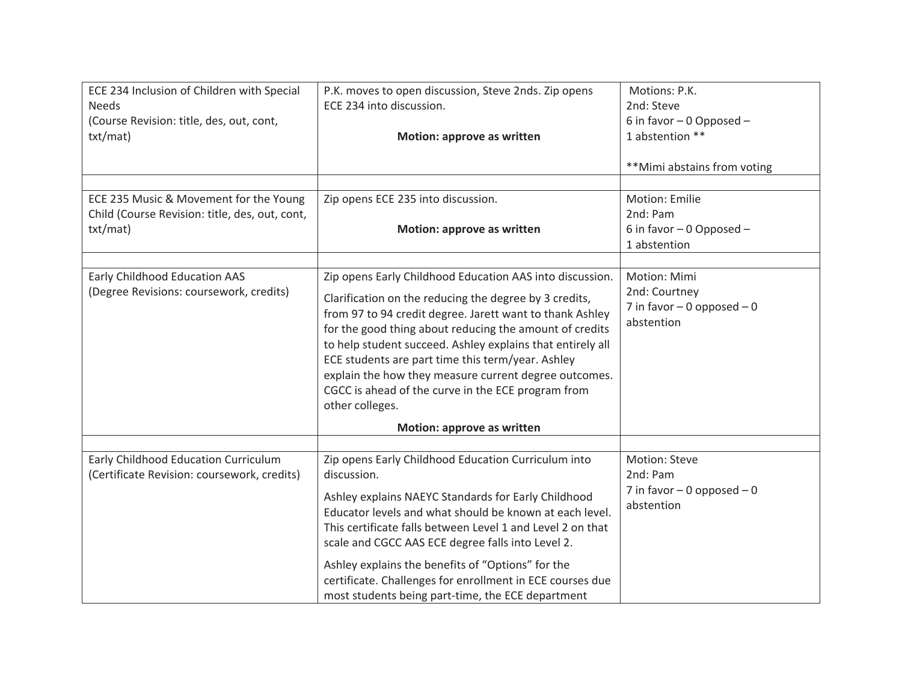| | | |
|---|---|---|
| ECE 234 Inclusion of Children with Special Needs<br>(Course Revision: title, des, out, cont, txt/mat) | P.K. moves to open discussion, Steve 2nds. Zip opens ECE 234 into discussion.<br><br>**Motion: approve as written** | Motions: P.K.<br>2nd: Steve<br>6 in favor – 0 Opposed – 1 abstention **<br><br>**Mimi abstains from voting |
| | | |
| ECE 235 Music & Movement for the Young Child (Course Revision: title, des, out, cont, txt/mat) | Zip opens ECE 235 into discussion.<br><br>**Motion: approve as written** | Motion: Emilie<br>2nd: Pam<br>6 in favor – 0 Opposed – 1 abstention |
| | | |
| Early Childhood Education AAS<br>(Degree Revisions: coursework, credits) | Zip opens Early Childhood Education AAS into discussion.<br><br>Clarification on the reducing the degree by 3 credits, from 97 to 94 credit degree. Jarett want to thank Ashley for the good thing about reducing the amount of credits to help student succeed. Ashley explains that entirely all ECE students are part time this term/year. Ashley explain the how they measure current degree outcomes. CGCC is ahead of the curve in the ECE program from other colleges.<br><br>**Motion: approve as written** | Motion: Mimi<br>2nd: Courtney<br>7 in favor – 0 opposed – 0 abstention |
| | | |
| Early Childhood Education Curriculum<br>(Certificate Revision: coursework, credits) | Zip opens Early Childhood Education Curriculum into discussion.<br><br>Ashley explains NAEYC Standards for Early Childhood Educator levels and what should be known at each level. This certificate falls between Level 1 and Level 2 on that scale and CGCC AAS ECE degree falls into Level 2.<br><br>Ashley explains the benefits of "Options" for the certificate. Challenges for enrollment in ECE courses due most students being part-time, the ECE department | Motion: Steve<br>2nd: Pam<br>7 in favor – 0 opposed – 0 abstention |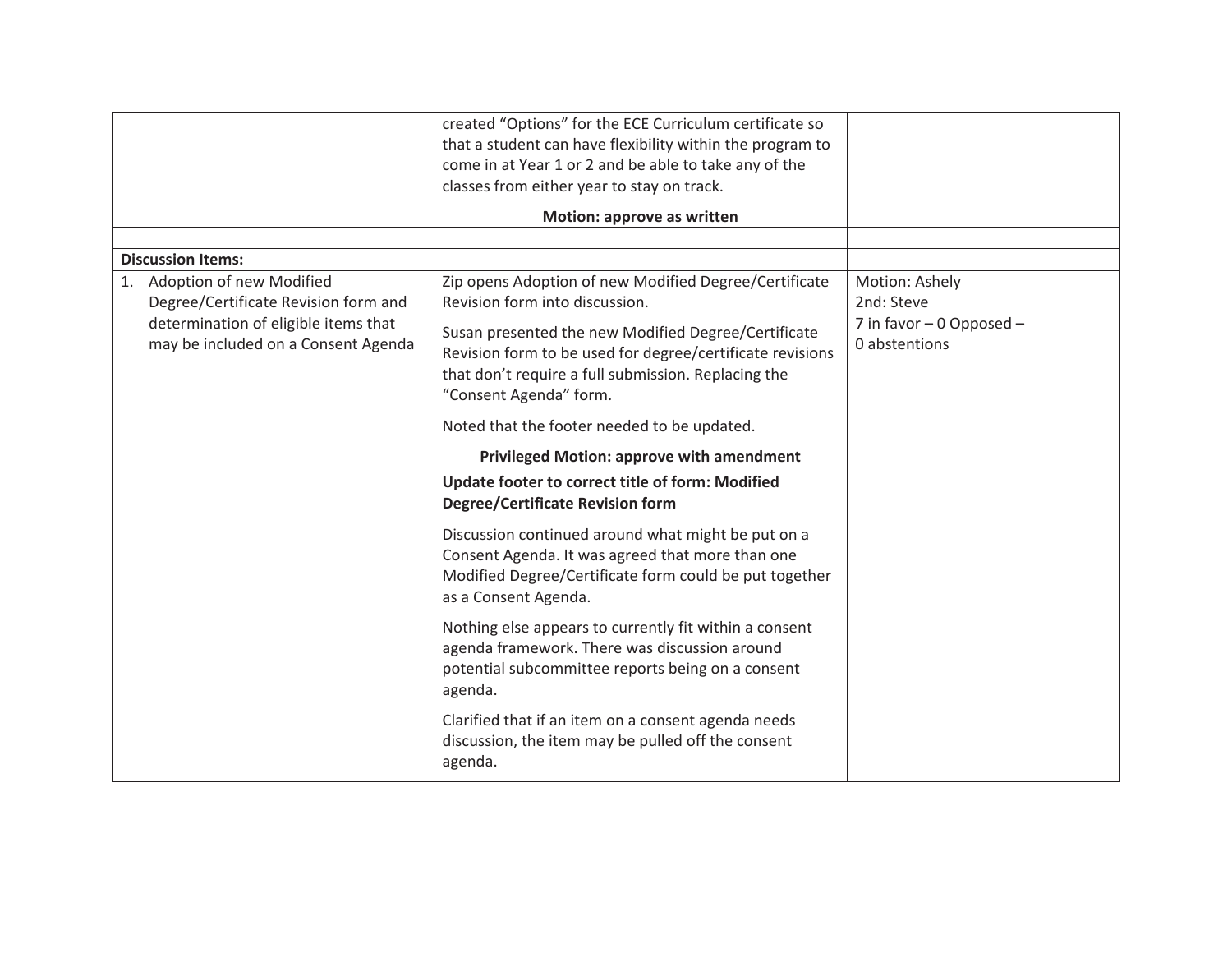| | | |
|---|---|---|
| | created "Options" for the ECE Curriculum certificate so that a student can have flexibility within the program to come in at Year 1 or 2 and be able to take any of the classes from either year to stay on track.<br><br>**Motion: approve as written** | |
| | | |
| **Discussion Items:** | | |
| 1. Adoption of new Modified Degree/Certificate Revision form and determination of eligible items that may be included on a Consent Agenda | Zip opens Adoption of new Modified Degree/Certificate Revision form into discussion.<br><br>Susan presented the new Modified Degree/Certificate Revision form to be used for degree/certificate revisions that don't require a full submission. Replacing the "Consent Agenda" form.<br><br>Noted that the footer needed to be updated.<br><br>**Privileged Motion: approve with amendment**<br>**Update footer to correct title of form: Modified Degree/Certificate Revision form**<br><br>Discussion continued around what might be put on a Consent Agenda. It was agreed that more than one Modified Degree/Certificate form could be put together as a Consent Agenda.<br><br>Nothing else appears to currently fit within a consent agenda framework. There was discussion around potential subcommittee reports being on a consent agenda.<br><br>Clarified that if an item on a consent agenda needs discussion, the item may be pulled off the consent agenda. | Motion: Ashely<br>2nd: Steve<br>7 in favor – 0 Opposed – 0 abstentions |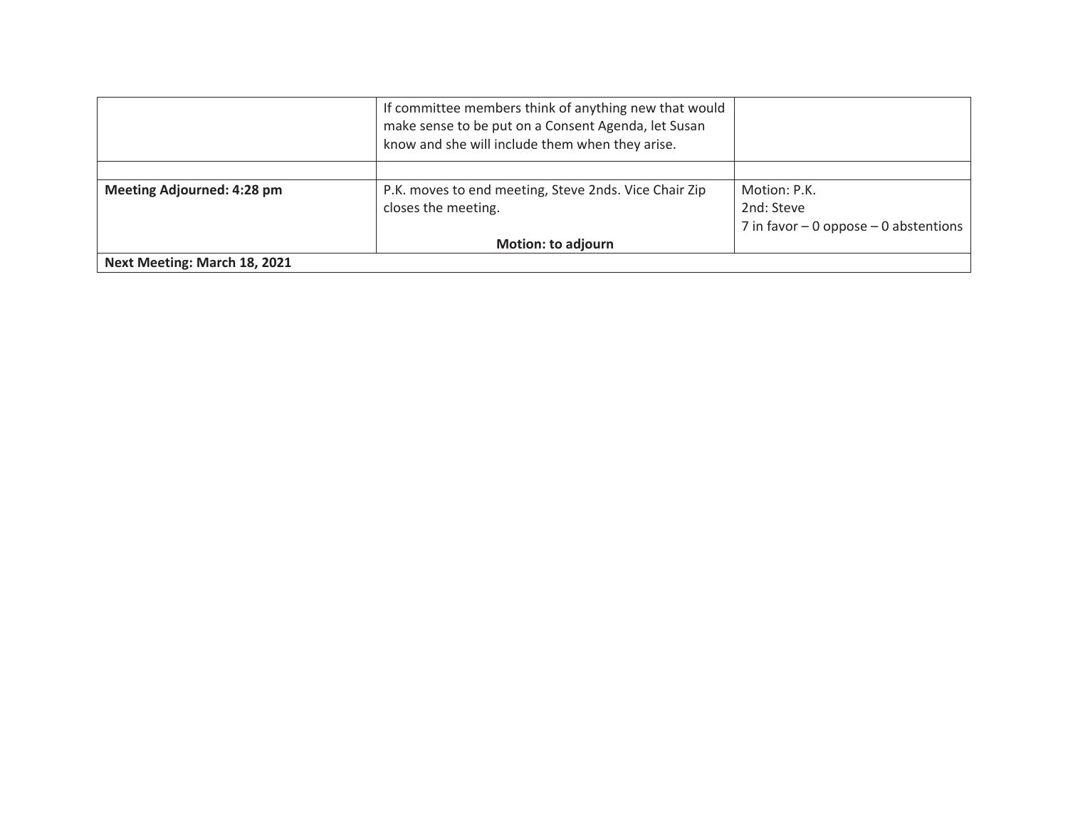| | | |
|---|---|---|
| | If committee members think of anything new that would make sense to be put on a Consent Agenda, let Susan know and she will include them when they arise. | |
| | | |
| **Meeting Adjourned: 4:28 pm** | P.K. moves to end meeting, Steve 2nds. Vice Chair Zip closes the meeting.<br><br>**Motion: to adjourn** | Motion: P.K.<br>2nd: Steve<br>7 in favor – 0 oppose – 0 abstentions |
| **Next Meeting: March 18, 2021** | | |